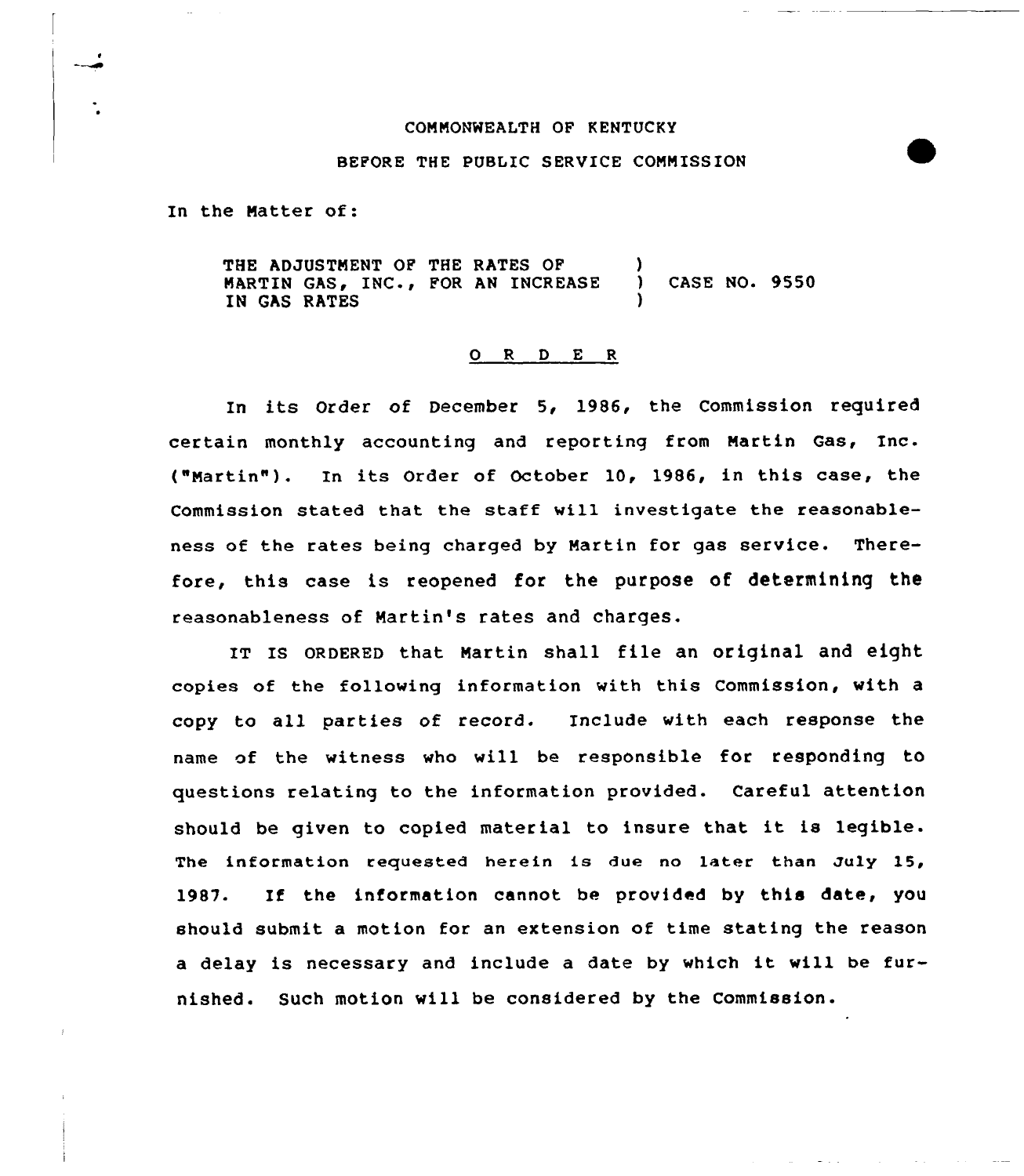COMMONWEALTH OF KENTUCKY

BEFORE THE PUBLIC SERVICE COMMISSION

In the Matter of:

| | | |
|---|---|---|
| THE ADJUSTMENT OF THE RATES OF MARTIN GAS, INC., FOR AN INCREASE IN GAS RATES | ) ) ) | CASE NO. 9550 |

## O R D E R

In its Order of December 5, 1986, the Commission required certain monthly accounting and reporting from Martin Gas, Inc. ("Martin"). In its Order of October 10, 1986, in this case, the Commission stated that the staff will investigate the reasonableness of the rates being charged by Martin for gas service. Therefore, this case is reopened for the purpose of determining the reasonableness of Martin's rates and charges.

IT IS ORDERED that Martin shall file an original and eight copies of the following information with this Commission, with a copy to all parties of record. Include with each response the name of the witness who will be responsible for responding to questions relating to the information provided. Careful attention should be given to copied material to insure that it is legible. The information requested herein is due no later than July 15, 1987. If the information cannot be provided by this date, you should submit a motion for an extension of time stating the reason a delay is necessary and include a date by which it will be furnished. Such motion will be considered by the Commission.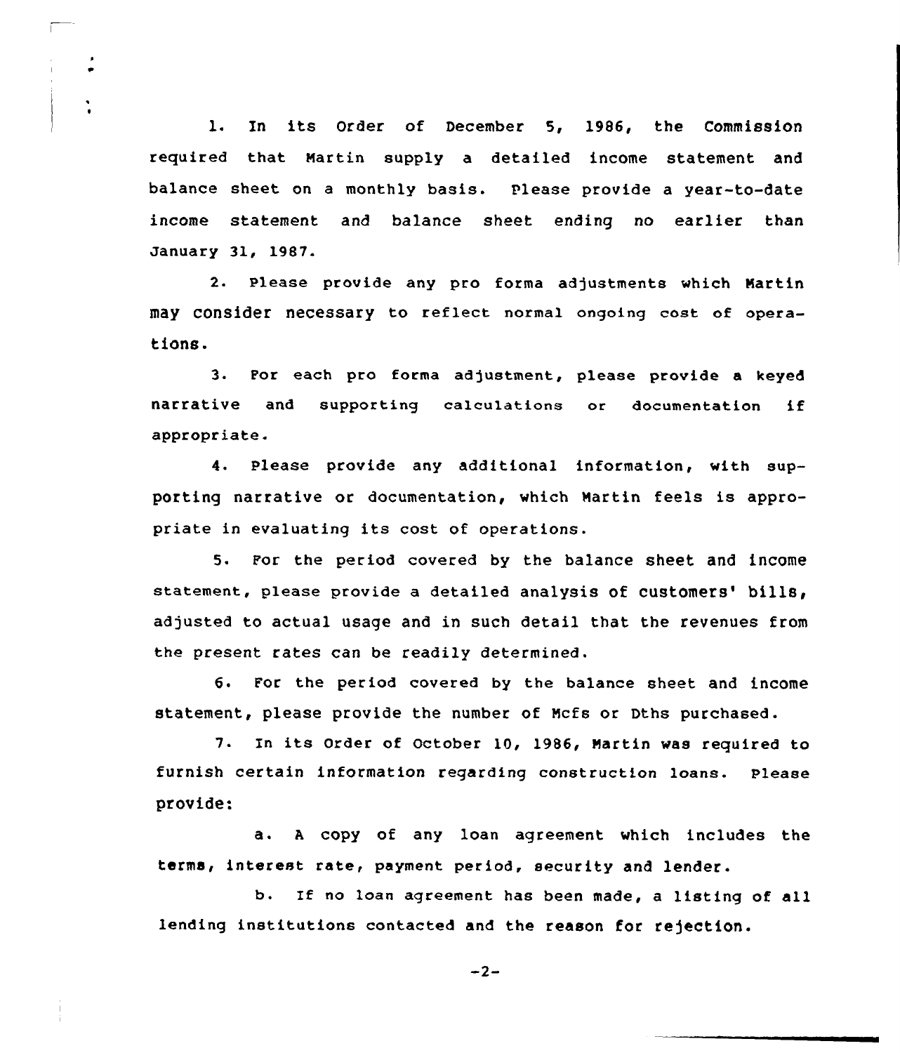1. In its Order of December 5, 1986, the Commission required that Martin supply a detailed income statement and balance sheet on a monthly basis. Please provide a year-to-date income statement and balance sheet ending no earlier than January 31, 1987.

2. Please provide any pro forma adjustments which Martin may consider necessary to reflect normal ongoing cost of operations.

3. For each pro forma adjustment, please provide a keyed narrative and supporting calculations or documentation if appropriate.

4. Please provide any additional information, with supporting narrative or documentation, which Martin feels is appropriate in evaluating its cost of operations.

5. For the period covered by the balance sheet and income statement, please provide a detailed analysis of customers' bills, adjusted to actual usage and in such detail that the revenues from the present rates can be readily determined.

6. For the period covered by the balance sheet and income statement, please provide the number of Mcfs or Dths purchased.

7. In its Order of October 10, 1986, Martin was required to furnish certain information regarding construction loans. Please provide:

   a. A copy of any loan agreement which includes the terms, interest rate, payment period, security and lender.

   b. If no loan agreement has been made, a listing of all lending institutions contacted and the reason for rejection.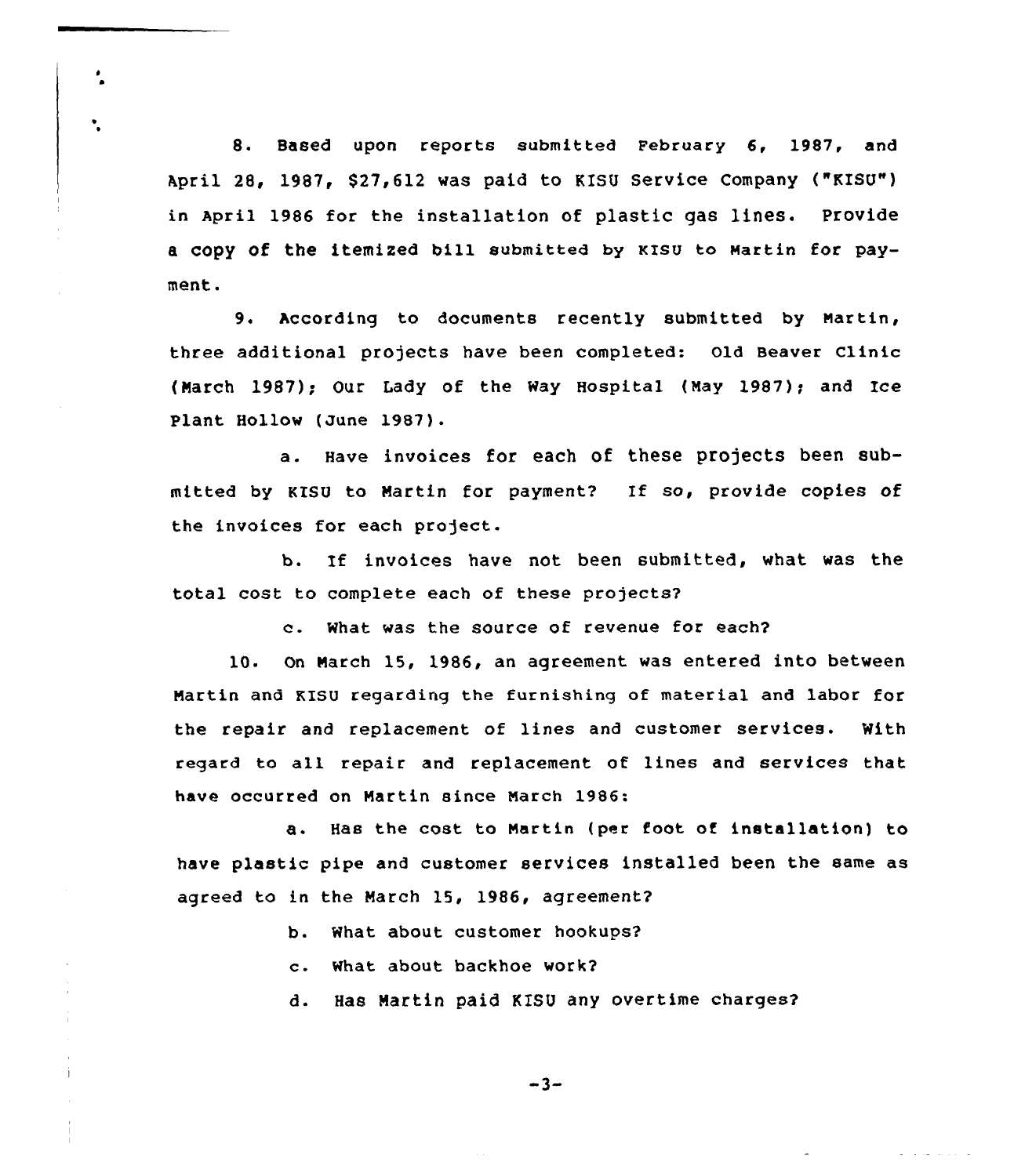8. Based upon reports submitted February 6, 1987, and April 28, 1987, $27,612 was paid to KISU Service Company ("KISU") in April 1986 for the installation of plastic gas lines. Provide a copy of the itemized bill submitted by KISU to Martin for payment.

9. According to documents recently submitted by Martin, three additional projects have been completed: Old Beaver Clinic (March 1987); Our Lady of the Way Hospital (May 1987); and Ice Plant Hollow (June 1987).

a. Have invoices for each of these projects been submitted by KISU to Martin for payment? If so, provide copies of the invoices for each project.

b. If invoices have not been submitted, what was the total cost to complete each of these projects?

c. What was the source of revenue for each?

10. On March 15, 1986, an agreement was entered into between Martin and KISU regarding the furnishing of material and labor for the repair and replacement of lines and customer services. With regard to all repair and replacement of lines and services that have occurred on Martin since March 1986:

a. Has the cost to Martin (per foot of installation) to have plastic pipe and customer services installed been the same as agreed to in the March 15, 1986, agreement?

b. What about customer hookups?

c. What about backhoe work?

d. Has Martin paid KISU any overtime charges?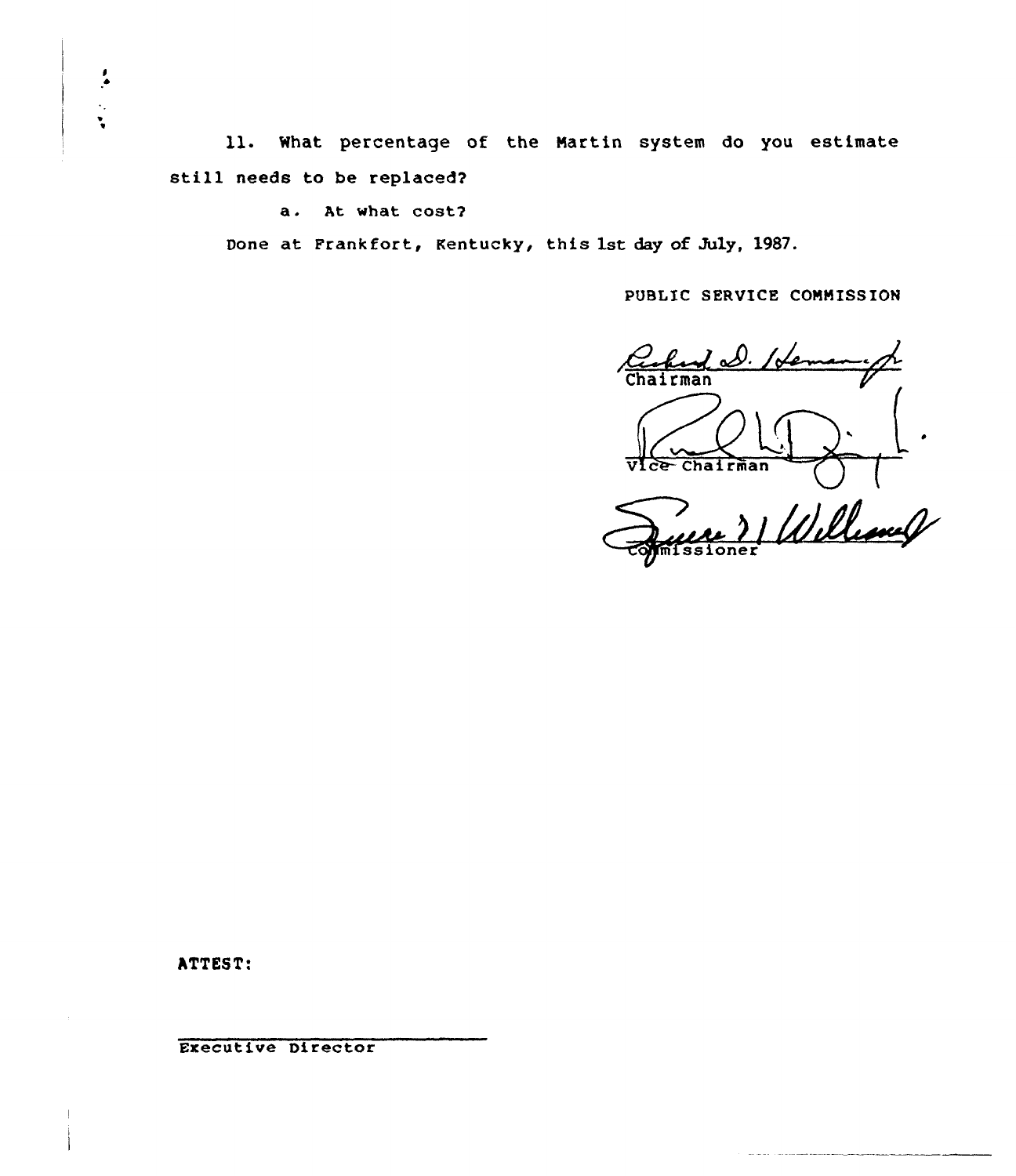11. What percentage of the Martin system do you estimate still needs to be replaced?

a. At what cost?

Done at Frankfort, Kentucky, this 1st day of July, 1987.

PUBLIC SERVICE COMMISSION

Chairman

Vice Chairman

Commissioner

ATTEST:

Executive Director